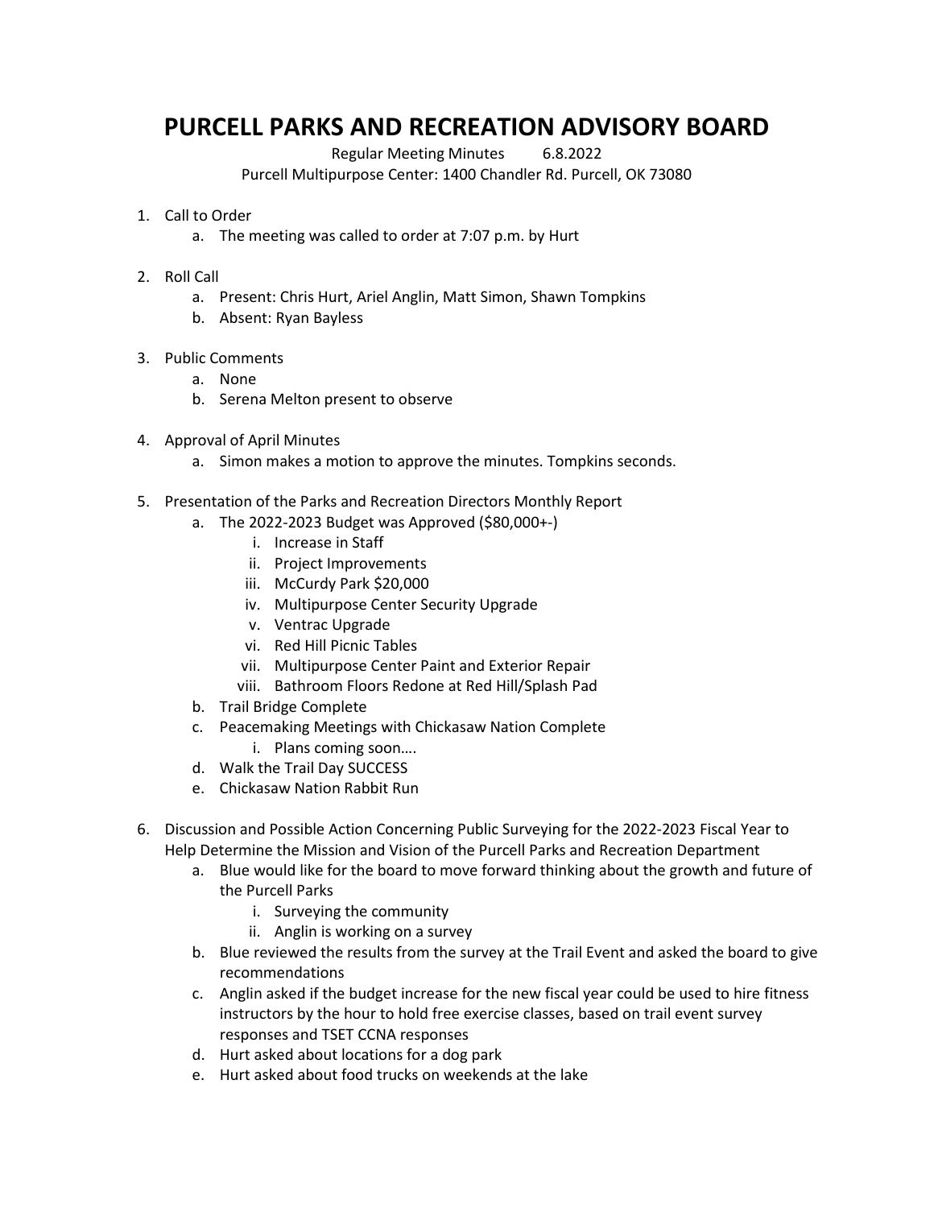# PURCELL PARKS AND RECREATION ADVISORY BOARD

Regular Meeting Minutes 6.8.2022

Purcell Multipurpose Center: 1400 Chandler Rd. Purcell, OK 73080

1. Call to Order
    a. The meeting was called to order at 7:07 p.m. by Hurt

2. Roll Call
    a. Present: Chris Hurt, Ariel Anglin, Matt Simon, Shawn Tompkins
    b. Absent: Ryan Bayless

3. Public Comments
    a. None
    b. Serena Melton present to observe

4. Approval of April Minutes
    a. Simon makes a motion to approve the minutes. Tompkins seconds.

5. Presentation of the Parks and Recreation Directors Monthly Report
    a. The 2022-2023 Budget was Approved ($80,000+-)
        i. Increase in Staff
        ii. Project Improvements
        iii. McCurdy Park $20,000
        iv. Multipurpose Center Security Upgrade
        v. Ventrac Upgrade
        vi. Red Hill Picnic Tables
        vii. Multipurpose Center Paint and Exterior Repair
        viii. Bathroom Floors Redone at Red Hill/Splash Pad
    b. Trail Bridge Complete
    c. Peacemaking Meetings with Chickasaw Nation Complete
        i. Plans coming soon….
    d. Walk the Trail Day SUCCESS
    e. Chickasaw Nation Rabbit Run

6. Discussion and Possible Action Concerning Public Surveying for the 2022-2023 Fiscal Year to Help Determine the Mission and Vision of the Purcell Parks and Recreation Department
    a. Blue would like for the board to move forward thinking about the growth and future of the Purcell Parks
        i. Surveying the community
        ii. Anglin is working on a survey
    b. Blue reviewed the results from the survey at the Trail Event and asked the board to give recommendations
    c. Anglin asked if the budget increase for the new fiscal year could be used to hire fitness instructors by the hour to hold free exercise classes, based on trail event survey responses and TSET CCNA responses
    d. Hurt asked about locations for a dog park
    e. Hurt asked about food trucks on weekends at the lake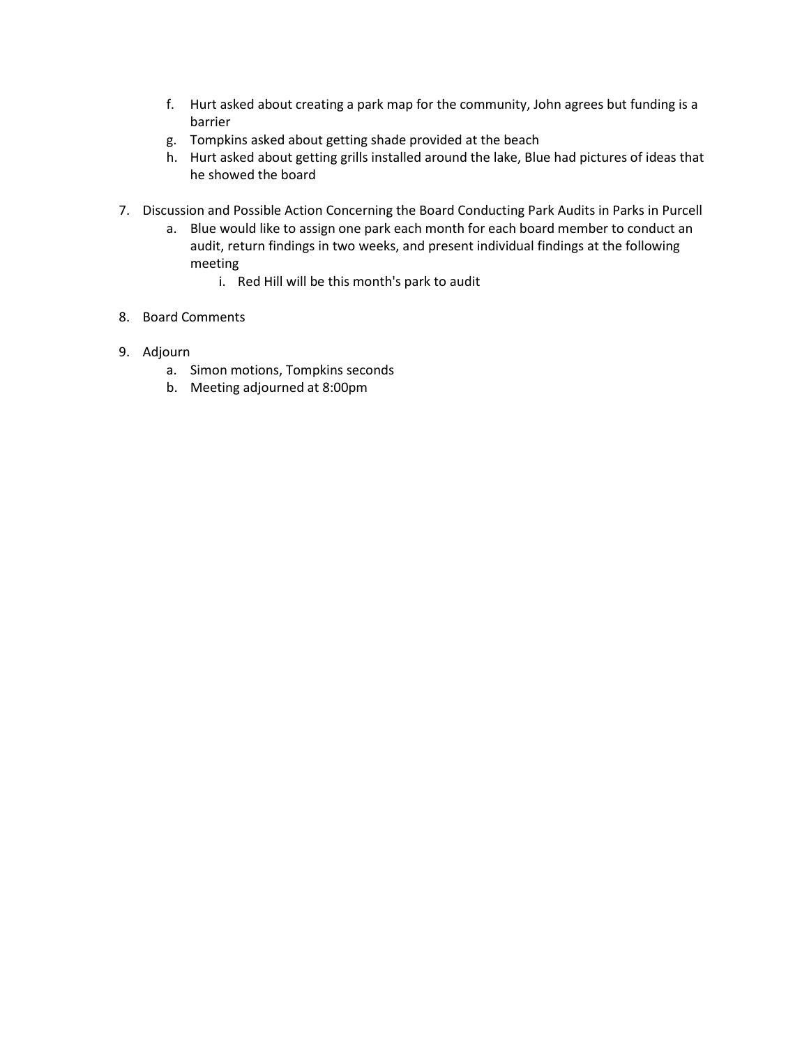f. Hurt asked about creating a park map for the community, John agrees but funding is a barrier
g. Tompkins asked about getting shade provided at the beach
h. Hurt asked about getting grills installed around the lake, Blue had pictures of ideas that he showed the board

7. Discussion and Possible Action Concerning the Board Conducting Park Audits in Parks in Purcell
    a. Blue would like to assign one park each month for each board member to conduct an audit, return findings in two weeks, and present individual findings at the following meeting
        i. Red Hill will be this month's park to audit

8. Board Comments

9. Adjourn
    a. Simon motions, Tompkins seconds
    b. Meeting adjourned at 8:00pm